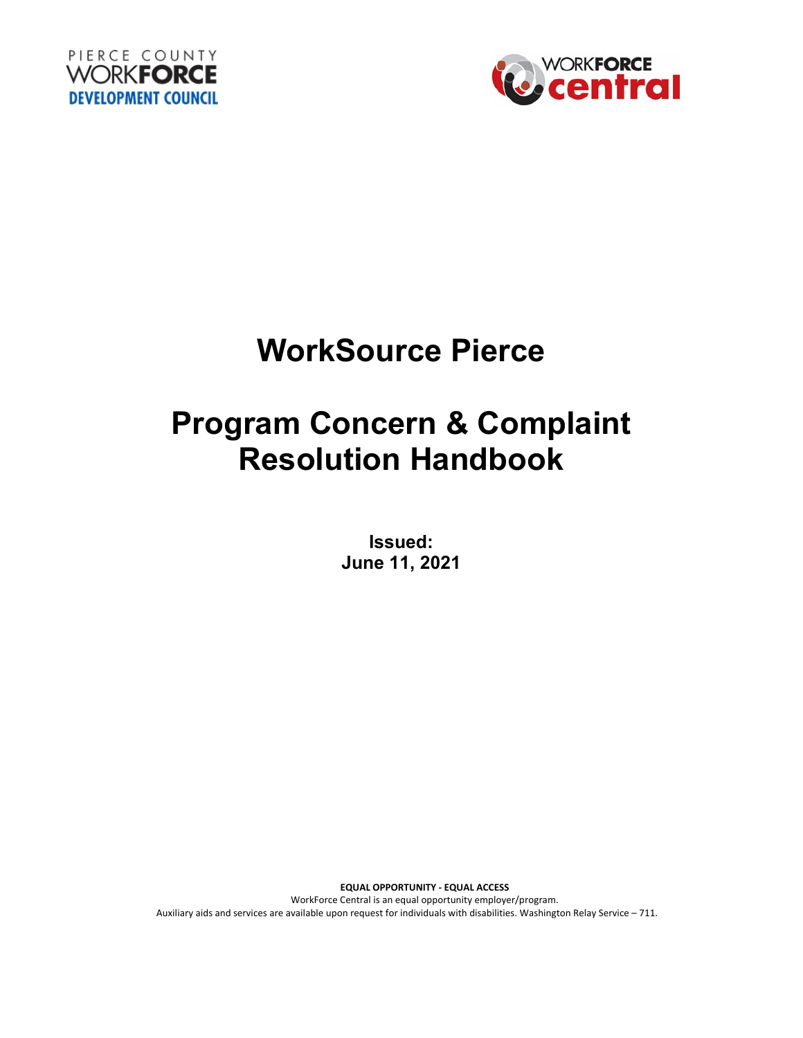PIERCE COUNTY WORKFORCE DEVELOPMENT COUNCIL

WORKFORCE central

# WorkSource Pierce

# Program Concern & Complaint Resolution Handbook

**Issued:**
**June 11, 2021**

**EQUAL OPPORTUNITY - EQUAL ACCESS**
WorkForce Central is an equal opportunity employer/program.
Auxiliary aids and services are available upon request for individuals with disabilities. Washington Relay Service – 711.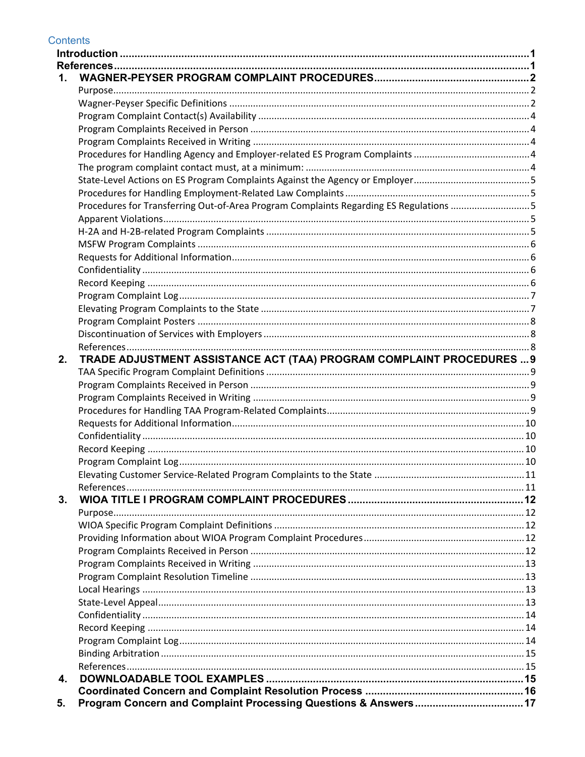## Contents

**Introduction** ..... **1**
**References** ..... **1**

**1. WAGNER-PEYSER PROGRAM COMPLAINT PROCEDURES** ..... **2**
- Purpose ..... 2
- Wagner-Peyser Specific Definitions ..... 2
- Program Complaint Contact(s) Availability ..... 4
- Program Complaints Received in Person ..... 4
- Program Complaints Received in Writing ..... 4
- Procedures for Handling Agency and Employer-related ES Program Complaints ..... 4
- The program complaint contact must, at a minimum: ..... 4
- State-Level Actions on ES Program Complaints Against the Agency or Employer ..... 5
- Procedures for Handling Employment-Related Law Complaints ..... 5
- Procedures for Transferring Out-of-Area Program Complaints Regarding ES Regulations ..... 5
- Apparent Violations ..... 5
- H-2A and H-2B-related Program Complaints ..... 5
- MSFW Program Complaints ..... 6
- Requests for Additional Information ..... 6
- Confidentiality ..... 6
- Record Keeping ..... 6
- Program Complaint Log ..... 7
- Elevating Program Complaints to the State ..... 7
- Program Complaint Posters ..... 8
- Discontinuation of Services with Employers ..... 8
- References ..... 8

**2. TRADE ADJUSTMENT ASSISTANCE ACT (TAA) PROGRAM COMPLAINT PROCEDURES** ..... **9**
- TAA Specific Program Complaint Definitions ..... 9
- Program Complaints Received in Person ..... 9
- Program Complaints Received in Writing ..... 9
- Procedures for Handling TAA Program-Related Complaints ..... 9
- Requests for Additional Information ..... 10
- Confidentiality ..... 10
- Record Keeping ..... 10
- Program Complaint Log ..... 10
- Elevating Customer Service-Related Program Complaints to the State ..... 11
- References ..... 11

**3. WIOA TITLE I PROGRAM COMPLAINT PROCEDURES** ..... **12**
- Purpose ..... 12
- WIOA Specific Program Complaint Definitions ..... 12
- Providing Information about WIOA Program Complaint Procedures ..... 12
- Program Complaints Received in Person ..... 12
- Program Complaints Received in Writing ..... 13
- Program Complaint Resolution Timeline ..... 13
- Local Hearings ..... 13
- State-Level Appeal ..... 13
- Confidentiality ..... 14
- Record Keeping ..... 14
- Program Complaint Log ..... 14
- Binding Arbitration ..... 15
- References ..... 15

**4. DOWNLOADABLE TOOL EXAMPLES** ..... **15**
- **Coordinated Concern and Complaint Resolution Process** ..... **16**

**5. Program Concern and Complaint Processing Questions & Answers** ..... **17**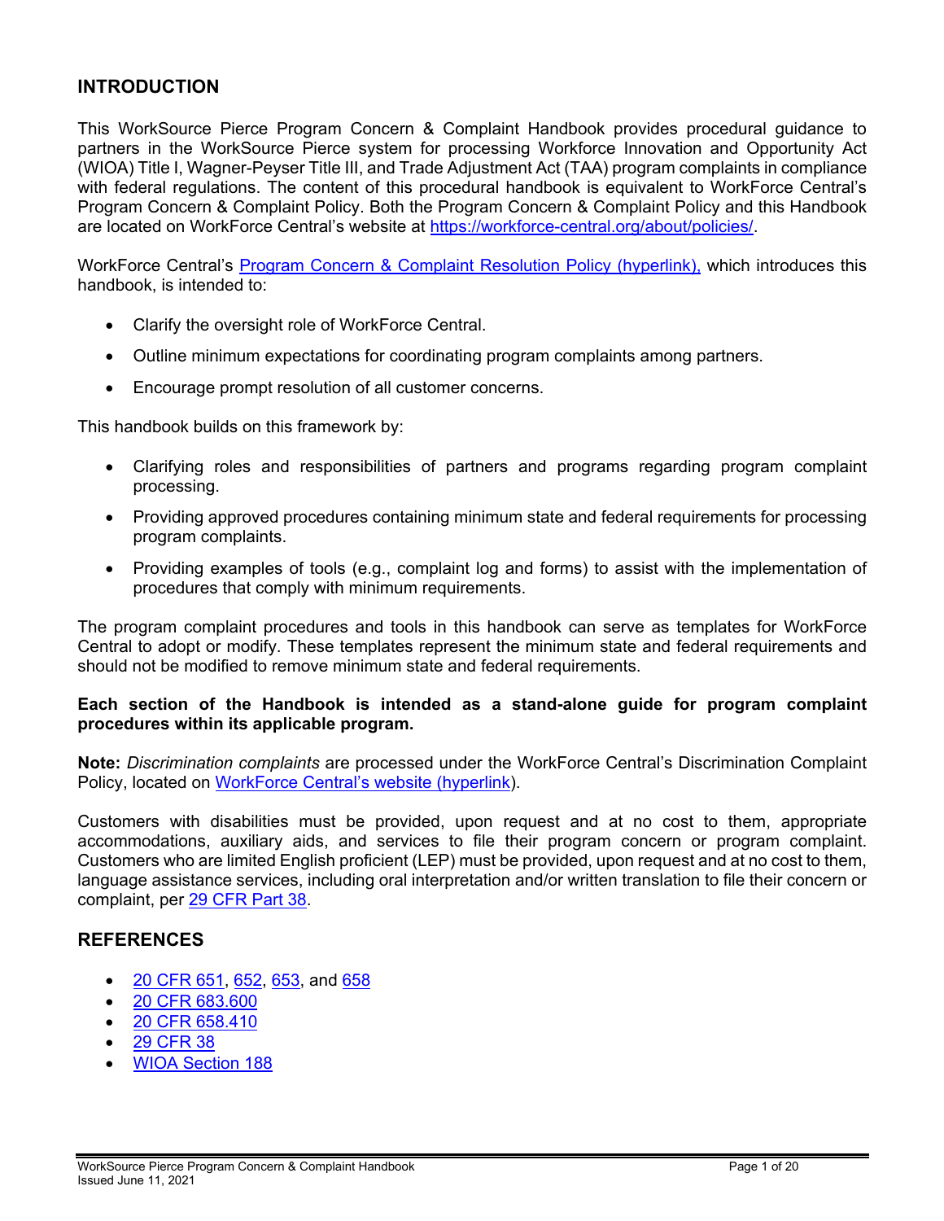## INTRODUCTION

This WorkSource Pierce Program Concern & Complaint Handbook provides procedural guidance to partners in the WorkSource Pierce system for processing Workforce Innovation and Opportunity Act (WIOA) Title I, Wagner-Peyser Title III, and Trade Adjustment Act (TAA) program complaints in compliance with federal regulations. The content of this procedural handbook is equivalent to WorkForce Central's Program Concern & Complaint Policy. Both the Program Concern & Complaint Policy and this Handbook are located on WorkForce Central's website at [https://workforce-central.org/about/policies/](https://workforce-central.org/about/policies/).

WorkForce Central's [Program Concern & Complaint Resolution Policy (hyperlink),](https://workforce-central.org/about/policies/) which introduces this handbook, is intended to:

- Clarify the oversight role of WorkForce Central.
- Outline minimum expectations for coordinating program complaints among partners.
- Encourage prompt resolution of all customer concerns.

This handbook builds on this framework by:

- Clarifying roles and responsibilities of partners and programs regarding program complaint processing.
- Providing approved procedures containing minimum state and federal requirements for processing program complaints.
- Providing examples of tools (e.g., complaint log and forms) to assist with the implementation of procedures that comply with minimum requirements.

The program complaint procedures and tools in this handbook can serve as templates for WorkForce Central to adopt or modify. These templates represent the minimum state and federal requirements and should not be modified to remove minimum state and federal requirements.

**Each section of the Handbook is intended as a stand-alone guide for program complaint procedures within its applicable program.**

**Note:** *Discrimination complaints* are processed under the WorkForce Central's Discrimination Complaint Policy, located on WorkForce Central's website (hyperlink).

Customers with disabilities must be provided, upon request and at no cost to them, appropriate accommodations, auxiliary aids, and services to file their program concern or program complaint. Customers who are limited English proficient (LEP) must be provided, upon request and at no cost to them, language assistance services, including oral interpretation and/or written translation to file their concern or complaint, per 29 CFR Part 38.

## REFERENCES

- 20 CFR 651, 652, 653, and 658
- 20 CFR 683.600
- 20 CFR 658.410
- 29 CFR 38
- WIOA Section 188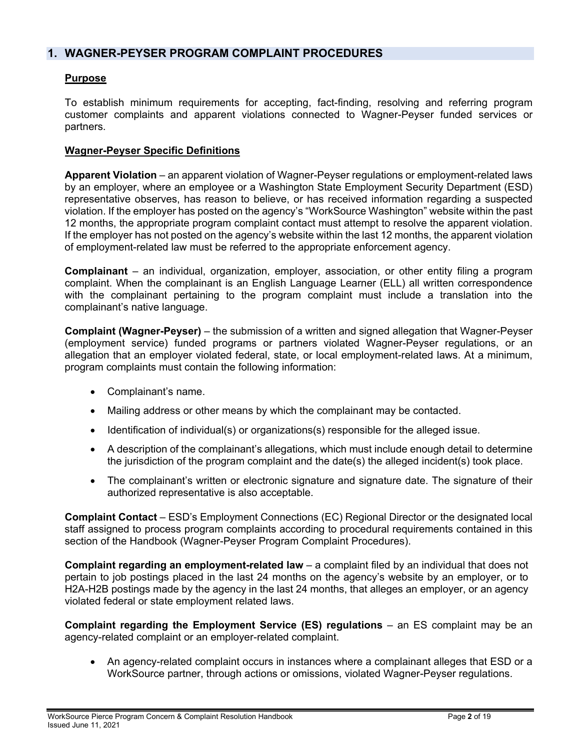## 1. WAGNER-PEYSER PROGRAM COMPLAINT PROCEDURES

### Purpose

To establish minimum requirements for accepting, fact-finding, resolving and referring program customer complaints and apparent violations connected to Wagner-Peyser funded services or partners.

### Wagner-Peyser Specific Definitions

**Apparent Violation** – an apparent violation of Wagner-Peyser regulations or employment-related laws by an employer, where an employee or a Washington State Employment Security Department (ESD) representative observes, has reason to believe, or has received information regarding a suspected violation. If the employer has posted on the agency's "WorkSource Washington" website within the past 12 months, the appropriate program complaint contact must attempt to resolve the apparent violation. If the employer has not posted on the agency's website within the last 12 months, the apparent violation of employment-related law must be referred to the appropriate enforcement agency.

**Complainant** – an individual, organization, employer, association, or other entity filing a program complaint. When the complainant is an English Language Learner (ELL) all written correspondence with the complainant pertaining to the program complaint must include a translation into the complainant's native language.

**Complaint (Wagner-Peyser)** – the submission of a written and signed allegation that Wagner-Peyser (employment service) funded programs or partners violated Wagner-Peyser regulations, or an allegation that an employer violated federal, state, or local employment-related laws. At a minimum, program complaints must contain the following information:

- Complainant's name.
- Mailing address or other means by which the complainant may be contacted.
- Identification of individual(s) or organizations(s) responsible for the alleged issue.
- A description of the complainant's allegations, which must include enough detail to determine the jurisdiction of the program complaint and the date(s) the alleged incident(s) took place.
- The complainant's written or electronic signature and signature date. The signature of their authorized representative is also acceptable.

**Complaint Contact** – ESD's Employment Connections (EC) Regional Director or the designated local staff assigned to process program complaints according to procedural requirements contained in this section of the Handbook (Wagner-Peyser Program Complaint Procedures).

**Complaint regarding an employment-related law** – a complaint filed by an individual that does not pertain to job postings placed in the last 24 months on the agency's website by an employer, or to H2A-H2B postings made by the agency in the last 24 months, that alleges an employer, or an agency violated federal or state employment related laws.

**Complaint regarding the Employment Service (ES) regulations** – an ES complaint may be an agency-related complaint or an employer-related complaint.

- An agency-related complaint occurs in instances where a complainant alleges that ESD or a WorkSource partner, through actions or omissions, violated Wagner-Peyser regulations.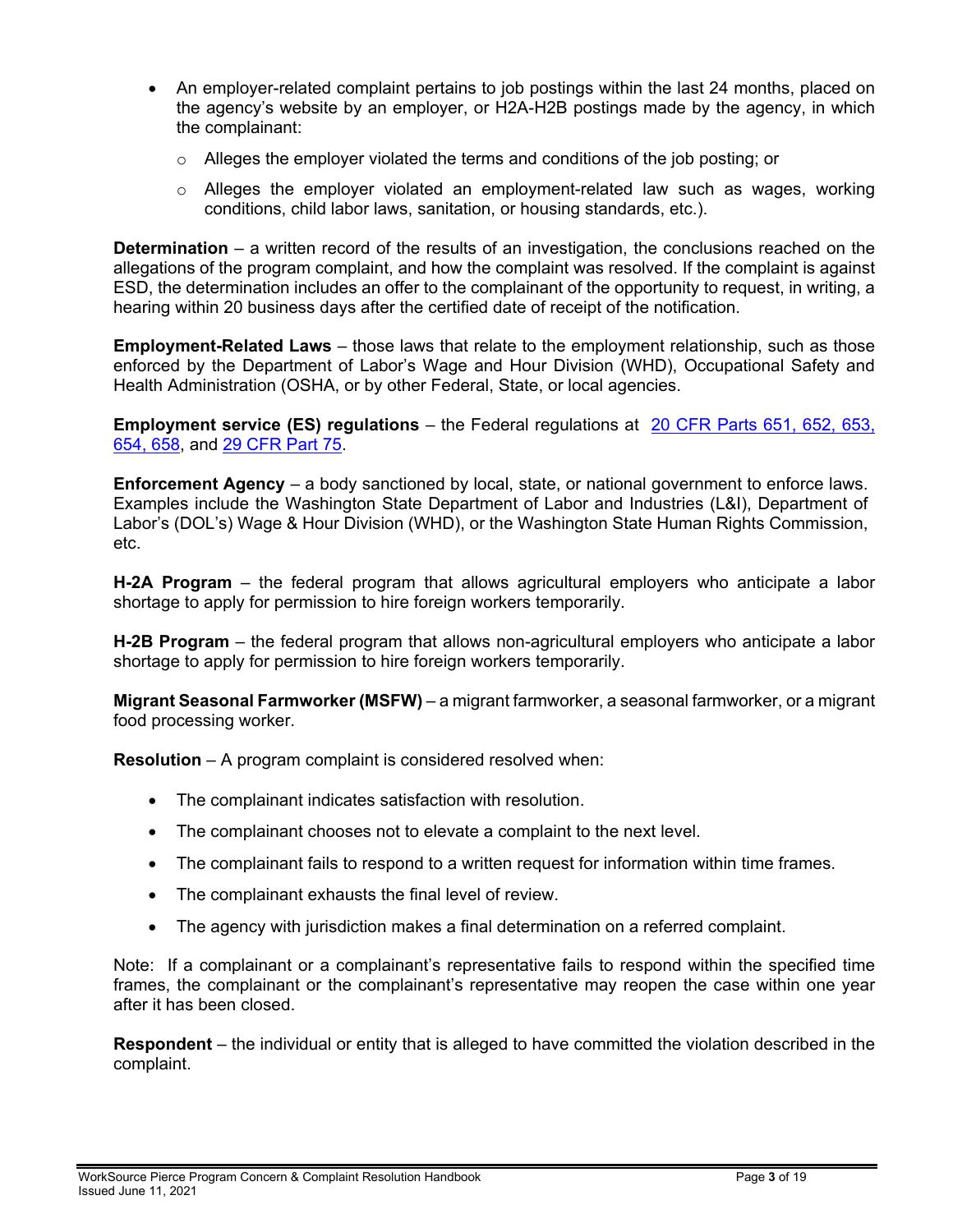- An employer-related complaint pertains to job postings within the last 24 months, placed on the agency's website by an employer, or H2A-H2B postings made by the agency, in which the complainant:
  - Alleges the employer violated the terms and conditions of the job posting; or
  - Alleges the employer violated an employment-related law such as wages, working conditions, child labor laws, sanitation, or housing standards, etc.).

**Determination** – a written record of the results of an investigation, the conclusions reached on the allegations of the program complaint, and how the complaint was resolved. If the complaint is against ESD, the determination includes an offer to the complainant of the opportunity to request, in writing, a hearing within 20 business days after the certified date of receipt of the notification.

**Employment-Related Laws** – those laws that relate to the employment relationship, such as those enforced by the Department of Labor's Wage and Hour Division (WHD), Occupational Safety and Health Administration (OSHA, or by other Federal, State, or local agencies.

**Employment service (ES) regulations** – the Federal regulations at [20 CFR Parts 651, 652, 653, 654, 658](), and [29 CFR Part 75]().

**Enforcement Agency** – a body sanctioned by local, state, or national government to enforce laws. Examples include the Washington State Department of Labor and Industries (L&I), Department of Labor's (DOL's) Wage & Hour Division (WHD), or the Washington State Human Rights Commission, etc.

**H-2A Program** – the federal program that allows agricultural employers who anticipate a labor shortage to apply for permission to hire foreign workers temporarily.

**H-2B Program** – the federal program that allows non-agricultural employers who anticipate a labor shortage to apply for permission to hire foreign workers temporarily.

**Migrant Seasonal Farmworker (MSFW)** – a migrant farmworker, a seasonal farmworker, or a migrant food processing worker.

**Resolution** – A program complaint is considered resolved when:

- The complainant indicates satisfaction with resolution.
- The complainant chooses not to elevate a complaint to the next level.
- The complainant fails to respond to a written request for information within time frames.
- The complainant exhausts the final level of review.
- The agency with jurisdiction makes a final determination on a referred complaint.

Note: If a complainant or a complainant's representative fails to respond within the specified time frames, the complainant or the complainant's representative may reopen the case within one year after it has been closed.

**Respondent** – the individual or entity that is alleged to have committed the violation described in the complaint.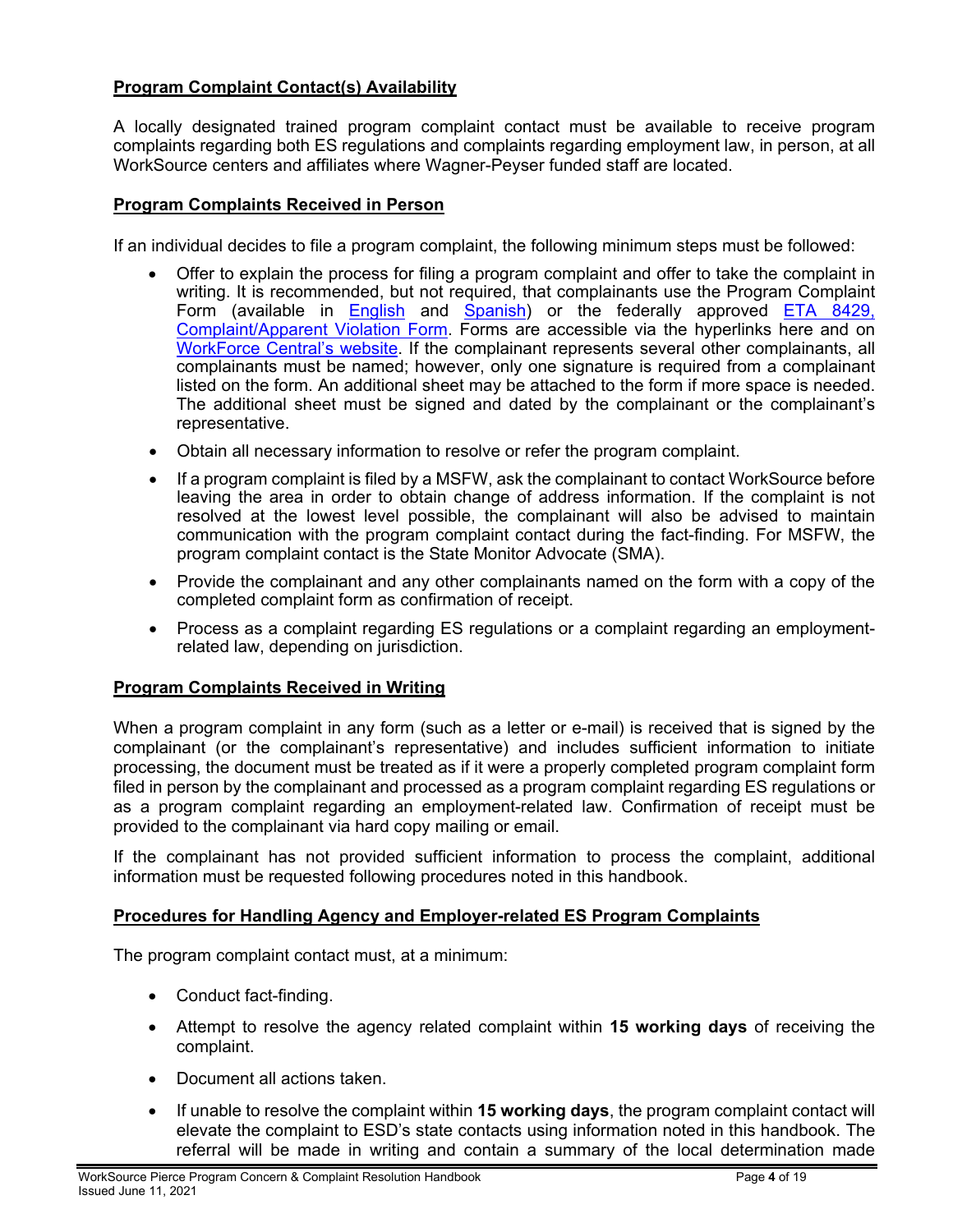**Program Complaint Contact(s) Availability**

A locally designated trained program complaint contact must be available to receive program complaints regarding both ES regulations and complaints regarding employment law, in person, at all WorkSource centers and affiliates where Wagner-Peyser funded staff are located.

**Program Complaints Received in Person**

If an individual decides to file a program complaint, the following minimum steps must be followed:

- Offer to explain the process for filing a program complaint and offer to take the complaint in writing. It is recommended, but not required, that complainants use the Program Complaint Form (available in English and Spanish) or the federally approved ETA 8429, Complaint/Apparent Violation Form. Forms are accessible via the hyperlinks here and on WorkForce Central's website. If the complainant represents several other complainants, all complainants must be named; however, only one signature is required from a complainant listed on the form. An additional sheet may be attached to the form if more space is needed. The additional sheet must be signed and dated by the complainant or the complainant's representative.
- Obtain all necessary information to resolve or refer the program complaint.
- If a program complaint is filed by a MSFW, ask the complainant to contact WorkSource before leaving the area in order to obtain change of address information. If the complaint is not resolved at the lowest level possible, the complainant will also be advised to maintain communication with the program complaint contact during the fact-finding. For MSFW, the program complaint contact is the State Monitor Advocate (SMA).
- Provide the complainant and any other complainants named on the form with a copy of the completed complaint form as confirmation of receipt.
- Process as a complaint regarding ES regulations or a complaint regarding an employment-related law, depending on jurisdiction.

**Program Complaints Received in Writing**

When a program complaint in any form (such as a letter or e-mail) is received that is signed by the complainant (or the complainant's representative) and includes sufficient information to initiate processing, the document must be treated as if it were a properly completed program complaint form filed in person by the complainant and processed as a program complaint regarding ES regulations or as a program complaint regarding an employment-related law. Confirmation of receipt must be provided to the complainant via hard copy mailing or email.

If the complainant has not provided sufficient information to process the complaint, additional information must be requested following procedures noted in this handbook.

**Procedures for Handling Agency and Employer-related ES Program Complaints**

The program complaint contact must, at a minimum:

- Conduct fact-finding.
- Attempt to resolve the agency related complaint within **15 working days** of receiving the complaint.
- Document all actions taken.
- If unable to resolve the complaint within **15 working days**, the program complaint contact will elevate the complaint to ESD's state contacts using information noted in this handbook. The referral will be made in writing and contain a summary of the local determination made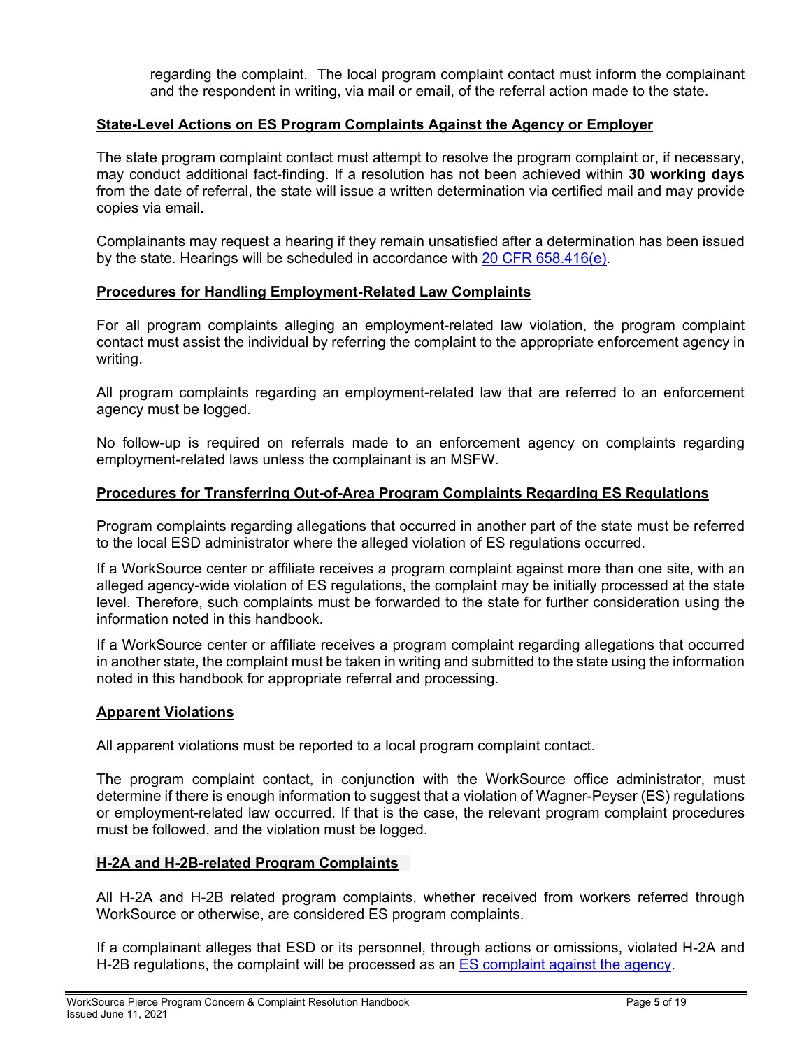regarding the complaint. The local program complaint contact must inform the complainant and the respondent in writing, via mail or email, of the referral action made to the state.

## State-Level Actions on ES Program Complaints Against the Agency or Employer

The state program complaint contact must attempt to resolve the program complaint or, if necessary, may conduct additional fact-finding. If a resolution has not been achieved within **30 working days** from the date of referral, the state will issue a written determination via certified mail and may provide copies via email.

Complainants may request a hearing if they remain unsatisfied after a determination has been issued by the state. Hearings will be scheduled in accordance with [20 CFR 658.416(e)](20 CFR 658.416(e)).

## Procedures for Handling Employment-Related Law Complaints

For all program complaints alleging an employment-related law violation, the program complaint contact must assist the individual by referring the complaint to the appropriate enforcement agency in writing.

All program complaints regarding an employment-related law that are referred to an enforcement agency must be logged.

No follow-up is required on referrals made to an enforcement agency on complaints regarding employment-related laws unless the complainant is an MSFW.

## Procedures for Transferring Out-of-Area Program Complaints Regarding ES Regulations

Program complaints regarding allegations that occurred in another part of the state must be referred to the local ESD administrator where the alleged violation of ES regulations occurred.

If a WorkSource center or affiliate receives a program complaint against more than one site, with an alleged agency-wide violation of ES regulations, the complaint may be initially processed at the state level. Therefore, such complaints must be forwarded to the state for further consideration using the information noted in this handbook.

If a WorkSource center or affiliate receives a program complaint regarding allegations that occurred in another state, the complaint must be taken in writing and submitted to the state using the information noted in this handbook for appropriate referral and processing.

## Apparent Violations

All apparent violations must be reported to a local program complaint contact.

The program complaint contact, in conjunction with the WorkSource office administrator, must determine if there is enough information to suggest that a violation of Wagner-Peyser (ES) regulations or employment-related law occurred. If that is the case, the relevant program complaint procedures must be followed, and the violation must be logged.

## H-2A and H-2B-related Program Complaints

All H-2A and H-2B related program complaints, whether received from workers referred through WorkSource or otherwise, are considered ES program complaints.

If a complainant alleges that ESD or its personnel, through actions or omissions, violated H-2A and H-2B regulations, the complaint will be processed as an [ES complaint against the agency](ES complaint against the agency).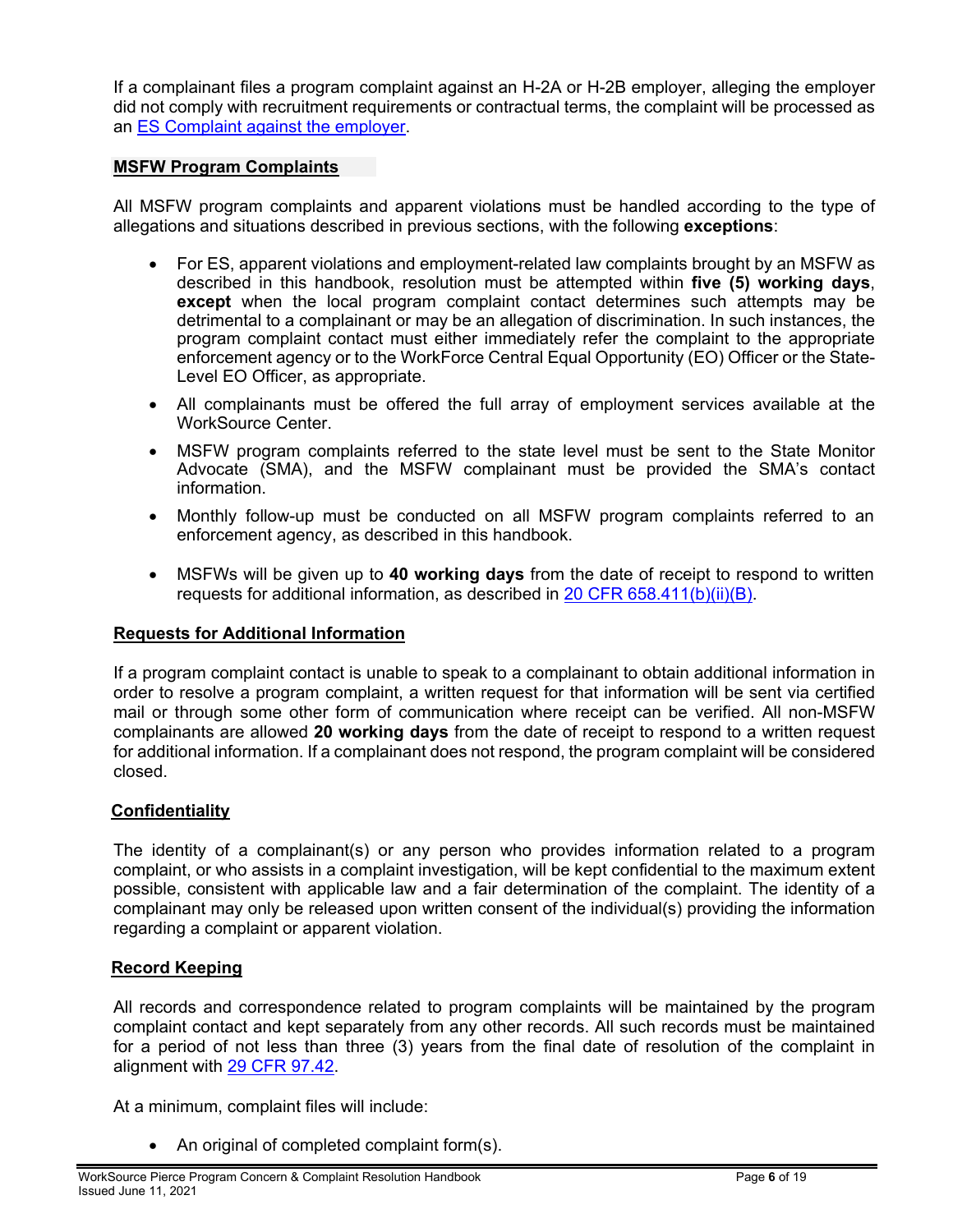If a complainant files a program complaint against an H-2A or H-2B employer, alleging the employer did not comply with recruitment requirements or contractual terms, the complaint will be processed as an [ES Complaint against the employer](#).

### MSFW Program Complaints

All MSFW program complaints and apparent violations must be handled according to the type of allegations and situations described in previous sections, with the following **exceptions**:

- For ES, apparent violations and employment-related law complaints brought by an MSFW as described in this handbook, resolution must be attempted within **five (5) working days**, **except** when the local program complaint contact determines such attempts may be detrimental to a complainant or may be an allegation of discrimination. In such instances, the program complaint contact must either immediately refer the complaint to the appropriate enforcement agency or to the WorkForce Central Equal Opportunity (EO) Officer or the State-Level EO Officer, as appropriate.
- All complainants must be offered the full array of employment services available at the WorkSource Center.
- MSFW program complaints referred to the state level must be sent to the State Monitor Advocate (SMA), and the MSFW complainant must be provided the SMA's contact information.
- Monthly follow-up must be conducted on all MSFW program complaints referred to an enforcement agency, as described in this handbook.
- MSFWs will be given up to **40 working days** from the date of receipt to respond to written requests for additional information, as described in [20 CFR 658.411(b)(ii)(B)](#).

### Requests for Additional Information

If a program complaint contact is unable to speak to a complainant to obtain additional information in order to resolve a program complaint, a written request for that information will be sent via certified mail or through some other form of communication where receipt can be verified. All non-MSFW complainants are allowed **20 working days** from the date of receipt to respond to a written request for additional information. If a complainant does not respond, the program complaint will be considered closed.

### Confidentiality

The identity of a complainant(s) or any person who provides information related to a program complaint, or who assists in a complaint investigation, will be kept confidential to the maximum extent possible, consistent with applicable law and a fair determination of the complaint. The identity of a complainant may only be released upon written consent of the individual(s) providing the information regarding a complaint or apparent violation.

### Record Keeping

All records and correspondence related to program complaints will be maintained by the program complaint contact and kept separately from any other records. All such records must be maintained for a period of not less than three (3) years from the final date of resolution of the complaint in alignment with [29 CFR 97.42](#).

At a minimum, complaint files will include:

- An original of completed complaint form(s).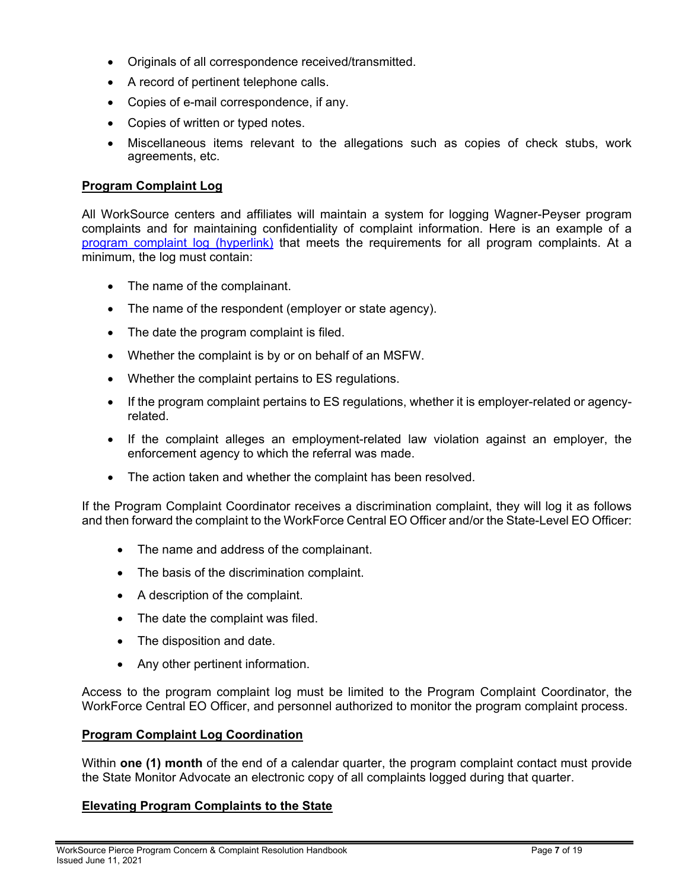- Originals of all correspondence received/transmitted.
- A record of pertinent telephone calls.
- Copies of e-mail correspondence, if any.
- Copies of written or typed notes.
- Miscellaneous items relevant to the allegations such as copies of check stubs, work agreements, etc.

## Program Complaint Log

All WorkSource centers and affiliates will maintain a system for logging Wagner-Peyser program complaints and for maintaining confidentiality of complaint information. Here is an example of a program complaint log (hyperlink) that meets the requirements for all program complaints. At a minimum, the log must contain:

- The name of the complainant.
- The name of the respondent (employer or state agency).
- The date the program complaint is filed.
- Whether the complaint is by or on behalf of an MSFW.
- Whether the complaint pertains to ES regulations.
- If the program complaint pertains to ES regulations, whether it is employer-related or agency-related.
- If the complaint alleges an employment-related law violation against an employer, the enforcement agency to which the referral was made.
- The action taken and whether the complaint has been resolved.

If the Program Complaint Coordinator receives a discrimination complaint, they will log it as follows and then forward the complaint to the WorkForce Central EO Officer and/or the State-Level EO Officer:

- The name and address of the complainant.
- The basis of the discrimination complaint.
- A description of the complaint.
- The date the complaint was filed.
- The disposition and date.
- Any other pertinent information.

Access to the program complaint log must be limited to the Program Complaint Coordinator, the WorkForce Central EO Officer, and personnel authorized to monitor the program complaint process.

## Program Complaint Log Coordination

Within **one (1) month** of the end of a calendar quarter, the program complaint contact must provide the State Monitor Advocate an electronic copy of all complaints logged during that quarter.

## Elevating Program Complaints to the State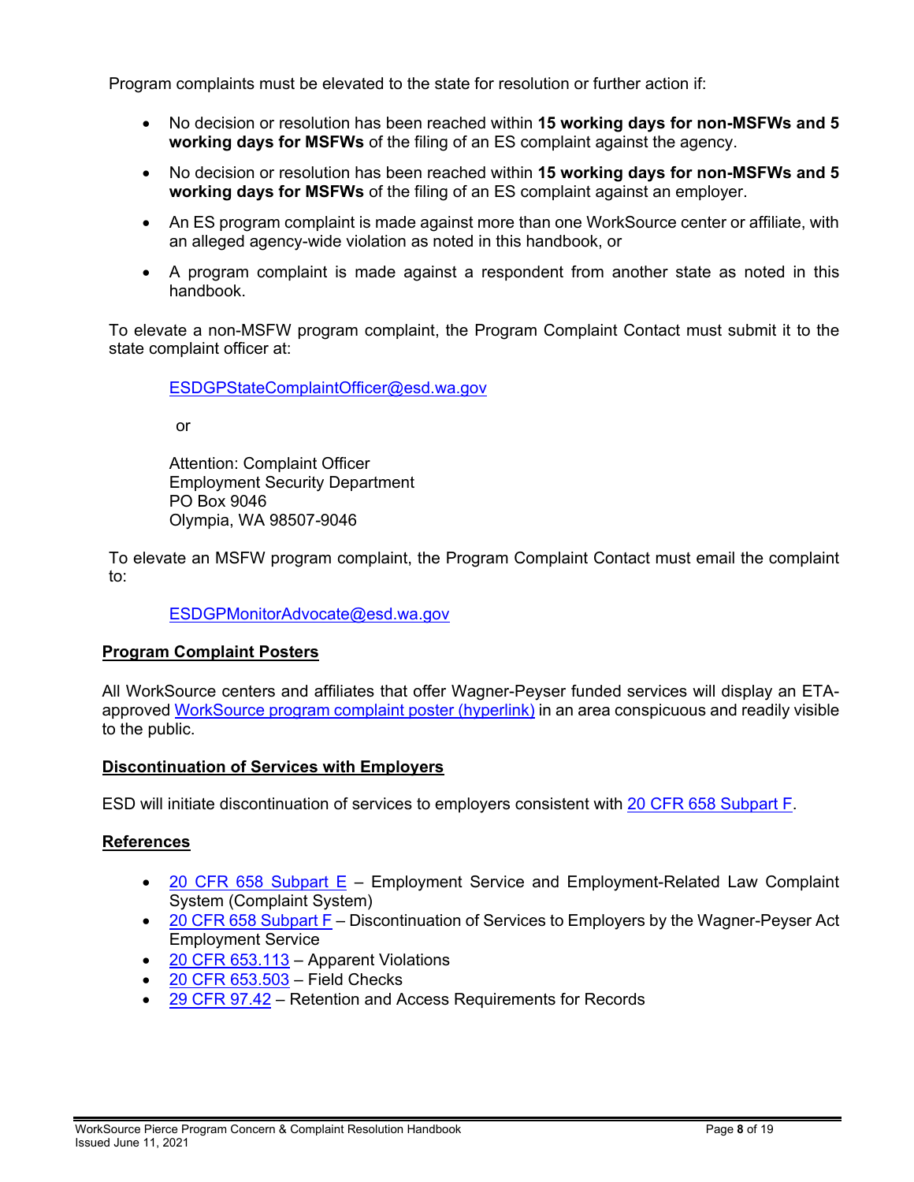Program complaints must be elevated to the state for resolution or further action if:

- No decision or resolution has been reached within **15 working days for non-MSFWs and 5 working days for MSFWs** of the filing of an ES complaint against the agency.
- No decision or resolution has been reached within **15 working days for non-MSFWs and 5 working days for MSFWs** of the filing of an ES complaint against an employer.
- An ES program complaint is made against more than one WorkSource center or affiliate, with an alleged agency-wide violation as noted in this handbook, or
- A program complaint is made against a respondent from another state as noted in this handbook.

To elevate a non-MSFW program complaint, the Program Complaint Contact must submit it to the state complaint officer at:

> ESDGPStateComplaintOfficer@esd.wa.gov
>
> or
>
> Attention: Complaint Officer
> Employment Security Department
> PO Box 9046
> Olympia, WA 98507-9046

To elevate an MSFW program complaint, the Program Complaint Contact must email the complaint to:

> ESDGPMonitorAdvocate@esd.wa.gov

## Program Complaint Posters

All WorkSource centers and affiliates that offer Wagner-Peyser funded services will display an ETA-approved WorkSource program complaint poster (hyperlink) in an area conspicuous and readily visible to the public.

## Discontinuation of Services with Employers

ESD will initiate discontinuation of services to employers consistent with 20 CFR 658 Subpart F.

## References

- 20 CFR 658 Subpart E – Employment Service and Employment-Related Law Complaint System (Complaint System)
- 20 CFR 658 Subpart F – Discontinuation of Services to Employers by the Wagner-Peyser Act Employment Service
- 20 CFR 653.113 – Apparent Violations
- 20 CFR 653.503 – Field Checks
- 29 CFR 97.42 – Retention and Access Requirements for Records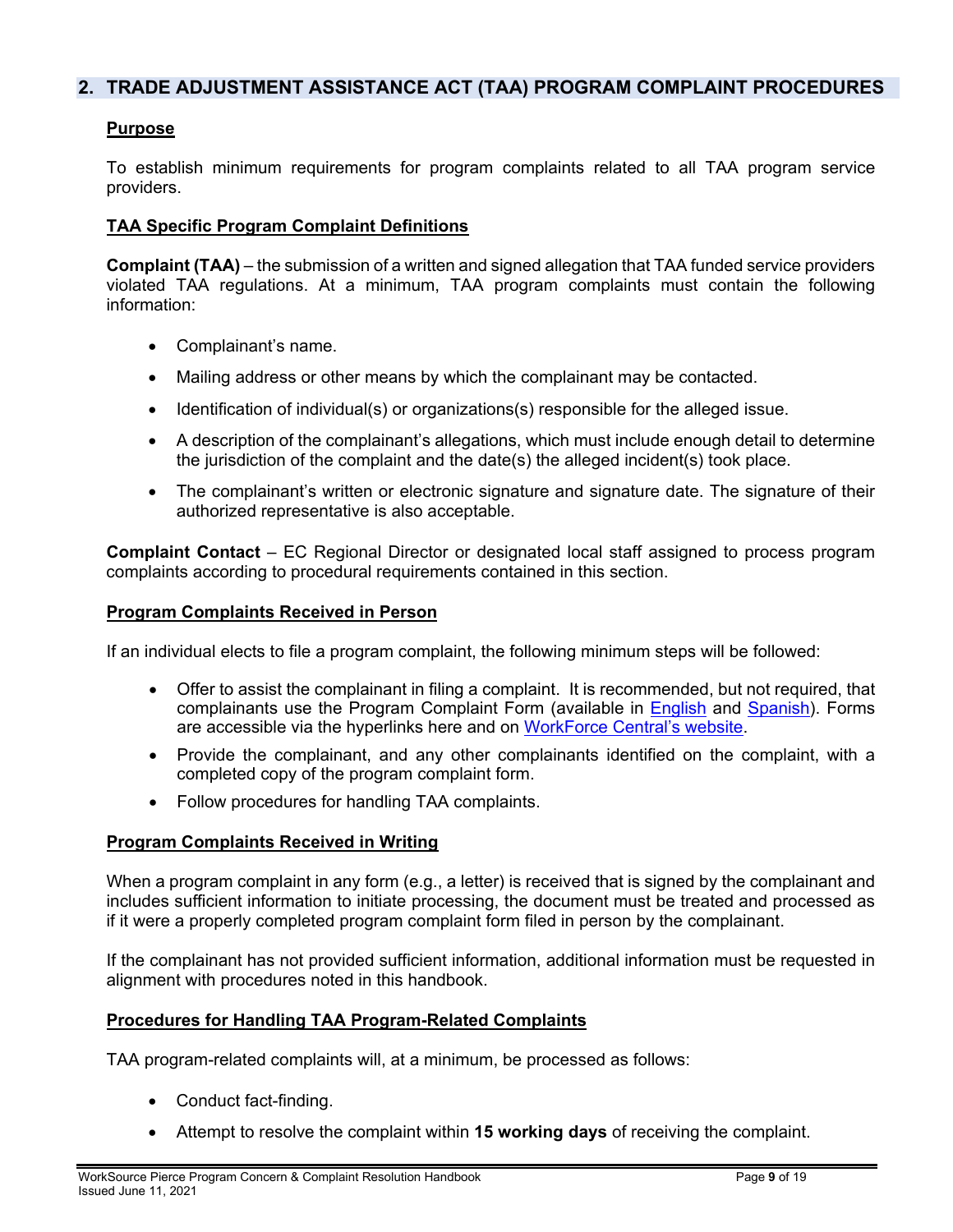## 2. TRADE ADJUSTMENT ASSISTANCE ACT (TAA) PROGRAM COMPLAINT PROCEDURES

### Purpose

To establish minimum requirements for program complaints related to all TAA program service providers.

### TAA Specific Program Complaint Definitions

**Complaint (TAA)** – the submission of a written and signed allegation that TAA funded service providers violated TAA regulations. At a minimum, TAA program complaints must contain the following information:

- Complainant's name.
- Mailing address or other means by which the complainant may be contacted.
- Identification of individual(s) or organizations(s) responsible for the alleged issue.
- A description of the complainant's allegations, which must include enough detail to determine the jurisdiction of the complaint and the date(s) the alleged incident(s) took place.
- The complainant's written or electronic signature and signature date. The signature of their authorized representative is also acceptable.

**Complaint Contact** – EC Regional Director or designated local staff assigned to process program complaints according to procedural requirements contained in this section.

### Program Complaints Received in Person

If an individual elects to file a program complaint, the following minimum steps will be followed:

- Offer to assist the complainant in filing a complaint. It is recommended, but not required, that complainants use the Program Complaint Form (available in English and Spanish). Forms are accessible via the hyperlinks here and on WorkForce Central's website.
- Provide the complainant, and any other complainants identified on the complaint, with a completed copy of the program complaint form.
- Follow procedures for handling TAA complaints.

### Program Complaints Received in Writing

When a program complaint in any form (e.g., a letter) is received that is signed by the complainant and includes sufficient information to initiate processing, the document must be treated and processed as if it were a properly completed program complaint form filed in person by the complainant.

If the complainant has not provided sufficient information, additional information must be requested in alignment with procedures noted in this handbook.

### Procedures for Handling TAA Program-Related Complaints

TAA program-related complaints will, at a minimum, be processed as follows:

- Conduct fact-finding.
- Attempt to resolve the complaint within **15 working days** of receiving the complaint.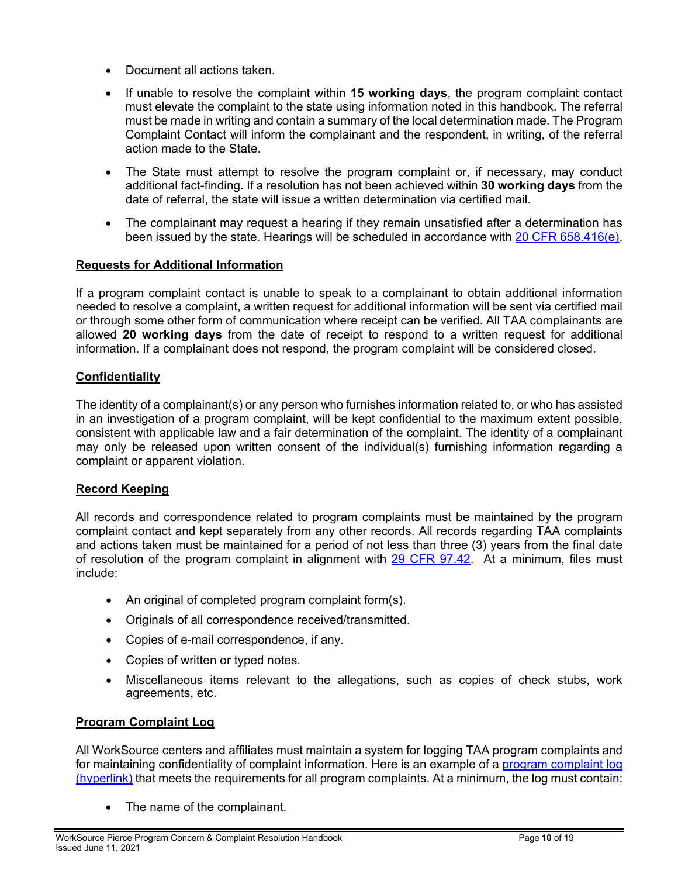- Document all actions taken.
- If unable to resolve the complaint within **15 working days**, the program complaint contact must elevate the complaint to the state using information noted in this handbook. The referral must be made in writing and contain a summary of the local determination made. The Program Complaint Contact will inform the complainant and the respondent, in writing, of the referral action made to the State.
- The State must attempt to resolve the program complaint or, if necessary, may conduct additional fact-finding. If a resolution has not been achieved within **30 working days** from the date of referral, the state will issue a written determination via certified mail.
- The complainant may request a hearing if they remain unsatisfied after a determination has been issued by the state. Hearings will be scheduled in accordance with 20 CFR 658.416(e).

**Requests for Additional Information**

If a program complaint contact is unable to speak to a complainant to obtain additional information needed to resolve a complaint, a written request for additional information will be sent via certified mail or through some other form of communication where receipt can be verified. All TAA complainants are allowed **20 working days** from the date of receipt to respond to a written request for additional information. If a complainant does not respond, the program complaint will be considered closed.

**Confidentiality**

The identity of a complainant(s) or any person who furnishes information related to, or who has assisted in an investigation of a program complaint, will be kept confidential to the maximum extent possible, consistent with applicable law and a fair determination of the complaint. The identity of a complainant may only be released upon written consent of the individual(s) furnishing information regarding a complaint or apparent violation.

**Record Keeping**

All records and correspondence related to program complaints must be maintained by the program complaint contact and kept separately from any other records. All records regarding TAA complaints and actions taken must be maintained for a period of not less than three (3) years from the final date of resolution of the program complaint in alignment with 29 CFR 97.42. At a minimum, files must include:

- An original of completed program complaint form(s).
- Originals of all correspondence received/transmitted.
- Copies of e-mail correspondence, if any.
- Copies of written or typed notes.
- Miscellaneous items relevant to the allegations, such as copies of check stubs, work agreements, etc.

**Program Complaint Log**

All WorkSource centers and affiliates must maintain a system for logging TAA program complaints and for maintaining confidentiality of complaint information. Here is an example of a program complaint log (hyperlink) that meets the requirements for all program complaints. At a minimum, the log must contain:

- The name of the complainant.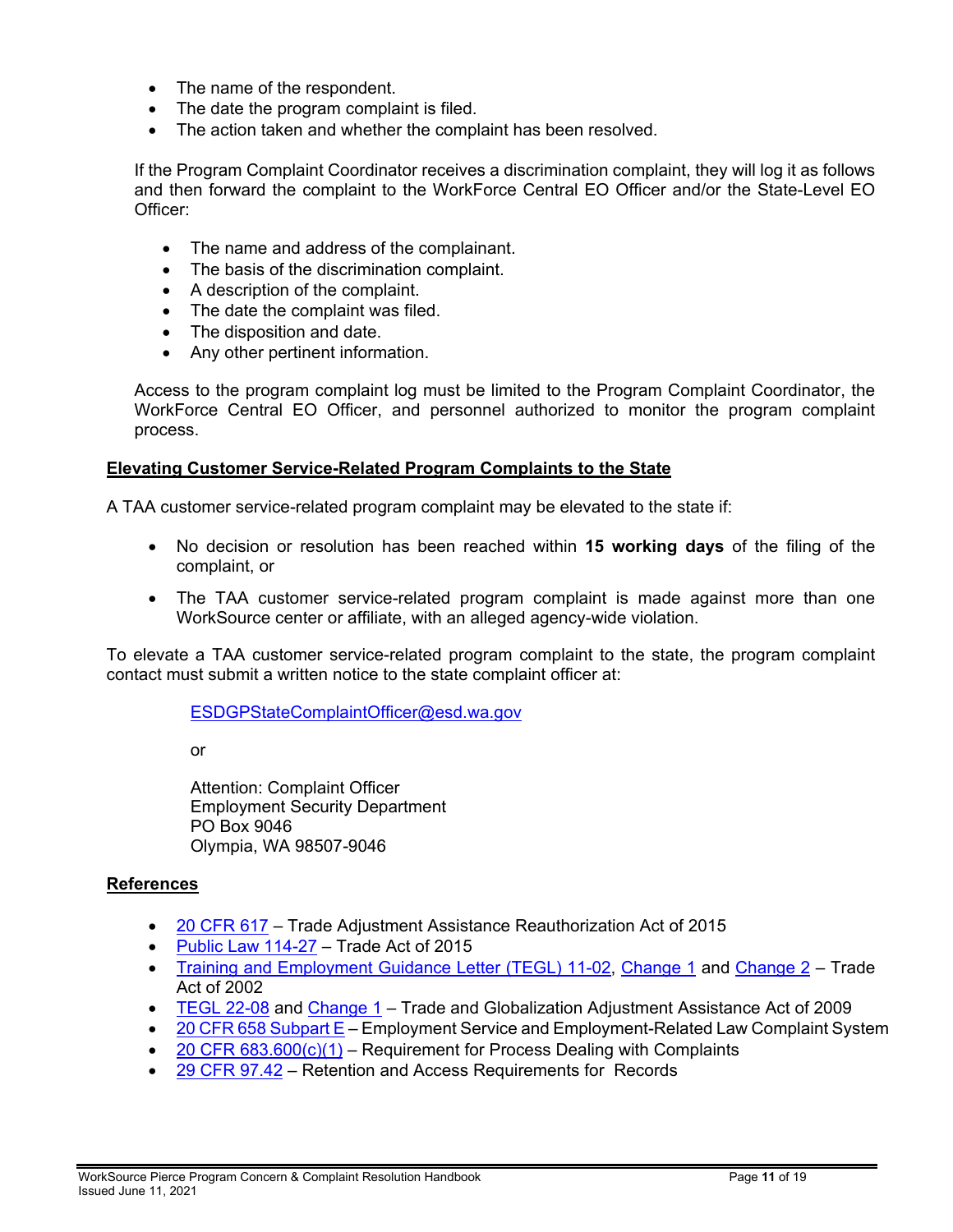- The name of the respondent.
- The date the program complaint is filed.
- The action taken and whether the complaint has been resolved.

If the Program Complaint Coordinator receives a discrimination complaint, they will log it as follows and then forward the complaint to the WorkForce Central EO Officer and/or the State-Level EO Officer:

- The name and address of the complainant.
- The basis of the discrimination complaint.
- A description of the complaint.
- The date the complaint was filed.
- The disposition and date.
- Any other pertinent information.

Access to the program complaint log must be limited to the Program Complaint Coordinator, the WorkForce Central EO Officer, and personnel authorized to monitor the program complaint process.

## Elevating Customer Service-Related Program Complaints to the State

A TAA customer service-related program complaint may be elevated to the state if:

- No decision or resolution has been reached within **15 working days** of the filing of the complaint, or
- The TAA customer service-related program complaint is made against more than one WorkSource center or affiliate, with an alleged agency-wide violation.

To elevate a TAA customer service-related program complaint to the state, the program complaint contact must submit a written notice to the state complaint officer at:

ESDGPStateComplaintOfficer@esd.wa.gov

or

Attention: Complaint Officer
Employment Security Department
PO Box 9046
Olympia, WA 98507-9046

## References

- 20 CFR 617 – Trade Adjustment Assistance Reauthorization Act of 2015
- Public Law 114-27 – Trade Act of 2015
- Training and Employment Guidance Letter (TEGL) 11-02, Change 1 and Change 2 – Trade Act of 2002
- TEGL 22-08 and Change 1 – Trade and Globalization Adjustment Assistance Act of 2009
- 20 CFR 658 Subpart E – Employment Service and Employment-Related Law Complaint System
- 20 CFR 683.600(c)(1) – Requirement for Process Dealing with Complaints
- 29 CFR 97.42 – Retention and Access Requirements for Records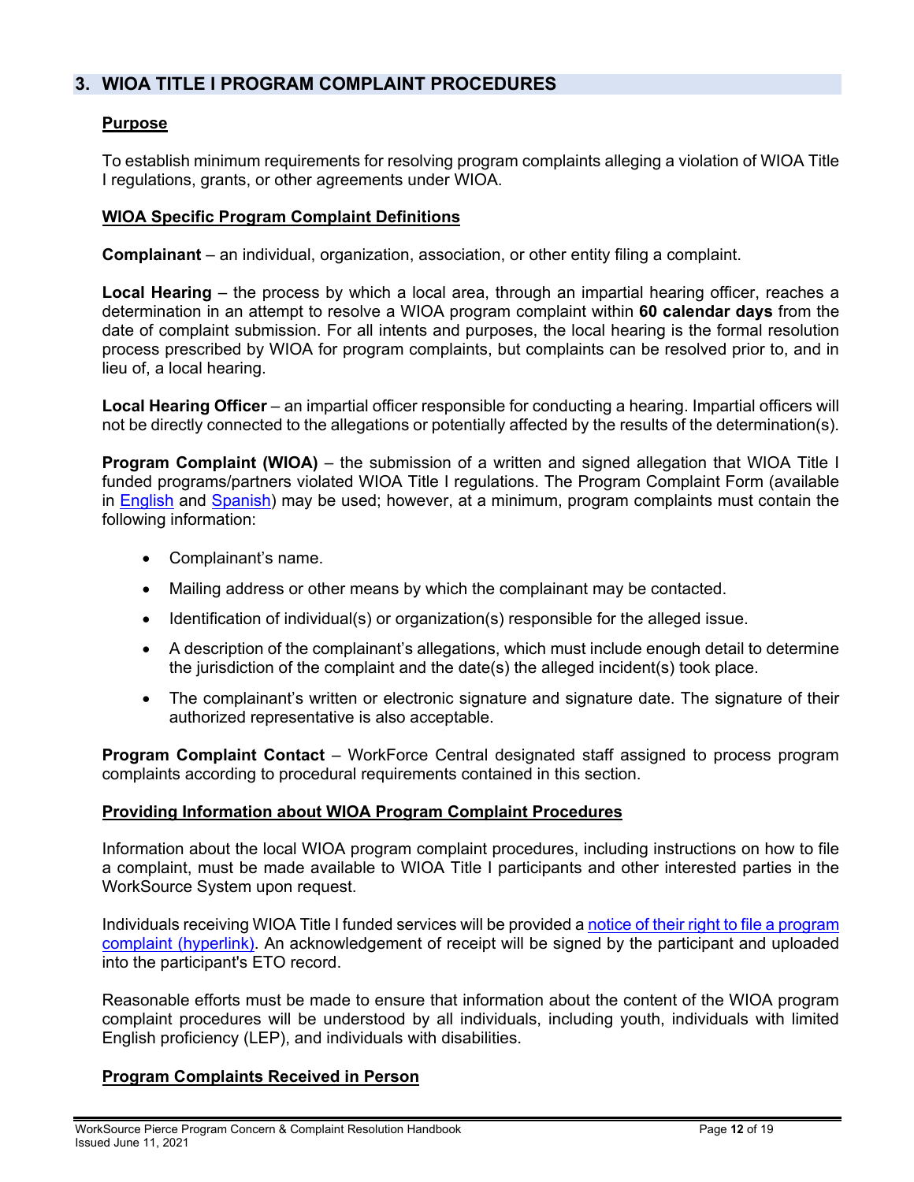## 3. WIOA TITLE I PROGRAM COMPLAINT PROCEDURES

### Purpose

To establish minimum requirements for resolving program complaints alleging a violation of WIOA Title I regulations, grants, or other agreements under WIOA.

### WIOA Specific Program Complaint Definitions

**Complainant** – an individual, organization, association, or other entity filing a complaint.

**Local Hearing** – the process by which a local area, through an impartial hearing officer, reaches a determination in an attempt to resolve a WIOA program complaint within **60 calendar days** from the date of complaint submission. For all intents and purposes, the local hearing is the formal resolution process prescribed by WIOA for program complaints, but complaints can be resolved prior to, and in lieu of, a local hearing.

**Local Hearing Officer** – an impartial officer responsible for conducting a hearing. Impartial officers will not be directly connected to the allegations or potentially affected by the results of the determination(s).

**Program Complaint (WIOA)** – the submission of a written and signed allegation that WIOA Title I funded programs/partners violated WIOA Title I regulations. The Program Complaint Form (available in English and Spanish) may be used; however, at a minimum, program complaints must contain the following information:

- Complainant's name.
- Mailing address or other means by which the complainant may be contacted.
- Identification of individual(s) or organization(s) responsible for the alleged issue.
- A description of the complainant's allegations, which must include enough detail to determine the jurisdiction of the complaint and the date(s) the alleged incident(s) took place.
- The complainant's written or electronic signature and signature date. The signature of their authorized representative is also acceptable.

**Program Complaint Contact** – WorkForce Central designated staff assigned to process program complaints according to procedural requirements contained in this section.

### Providing Information about WIOA Program Complaint Procedures

Information about the local WIOA program complaint procedures, including instructions on how to file a complaint, must be made available to WIOA Title I participants and other interested parties in the WorkSource System upon request.

Individuals receiving WIOA Title I funded services will be provided a notice of their right to file a program complaint (hyperlink). An acknowledgement of receipt will be signed by the participant and uploaded into the participant's ETO record.

Reasonable efforts must be made to ensure that information about the content of the WIOA program complaint procedures will be understood by all individuals, including youth, individuals with limited English proficiency (LEP), and individuals with disabilities.

### Program Complaints Received in Person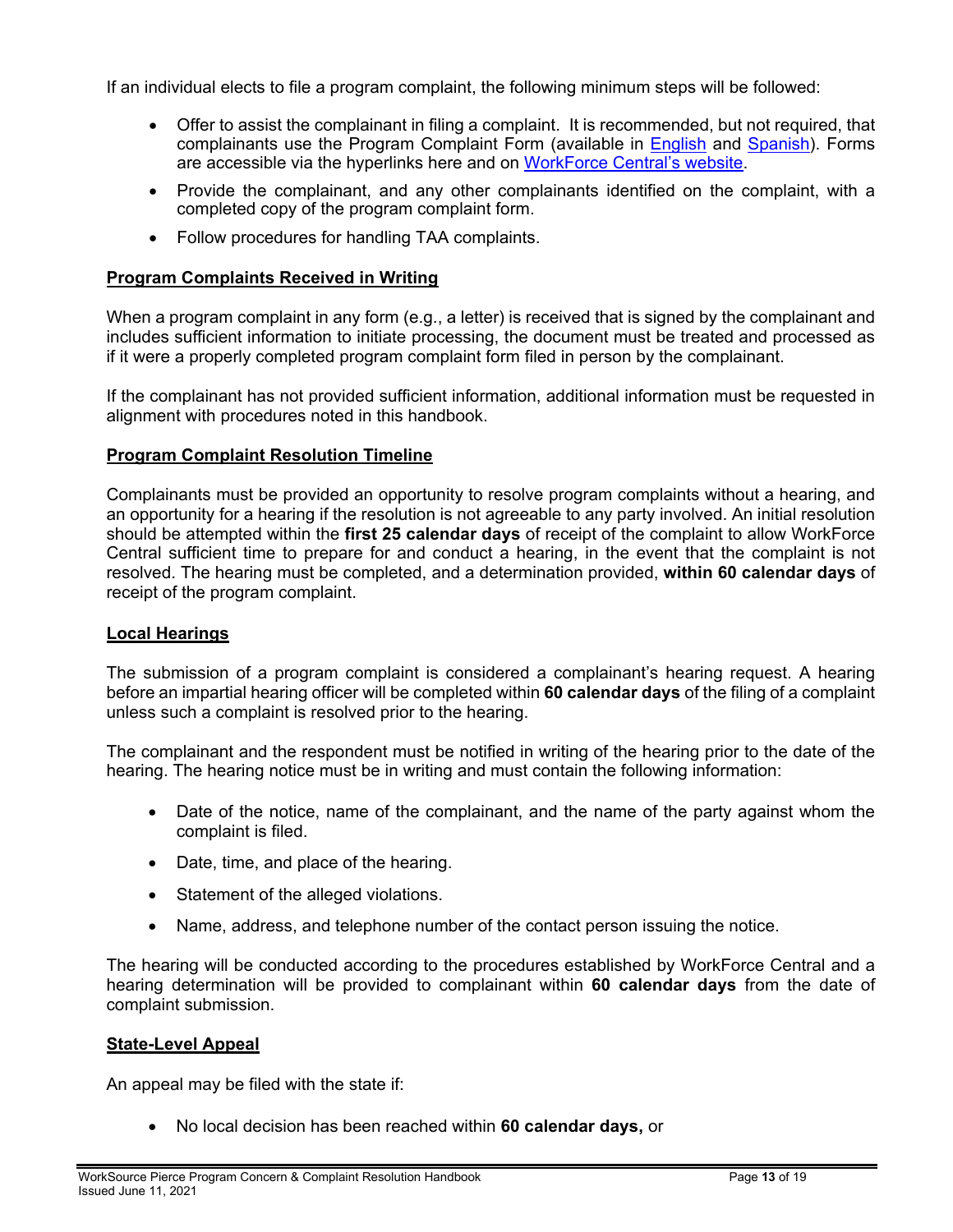If an individual elects to file a program complaint, the following minimum steps will be followed:

- Offer to assist the complainant in filing a complaint. It is recommended, but not required, that complainants use the Program Complaint Form (available in English and Spanish). Forms are accessible via the hyperlinks here and on WorkForce Central's website.
- Provide the complainant, and any other complainants identified on the complaint, with a completed copy of the program complaint form.
- Follow procedures for handling TAA complaints.

**Program Complaints Received in Writing**

When a program complaint in any form (e.g., a letter) is received that is signed by the complainant and includes sufficient information to initiate processing, the document must be treated and processed as if it were a properly completed program complaint form filed in person by the complainant.

If the complainant has not provided sufficient information, additional information must be requested in alignment with procedures noted in this handbook.

**Program Complaint Resolution Timeline**

Complainants must be provided an opportunity to resolve program complaints without a hearing, and an opportunity for a hearing if the resolution is not agreeable to any party involved. An initial resolution should be attempted within the **first 25 calendar days** of receipt of the complaint to allow WorkForce Central sufficient time to prepare for and conduct a hearing, in the event that the complaint is not resolved. The hearing must be completed, and a determination provided, **within 60 calendar days** of receipt of the program complaint.

**Local Hearings**

The submission of a program complaint is considered a complainant's hearing request. A hearing before an impartial hearing officer will be completed within **60 calendar days** of the filing of a complaint unless such a complaint is resolved prior to the hearing.

The complainant and the respondent must be notified in writing of the hearing prior to the date of the hearing. The hearing notice must be in writing and must contain the following information:

- Date of the notice, name of the complainant, and the name of the party against whom the complaint is filed.
- Date, time, and place of the hearing.
- Statement of the alleged violations.
- Name, address, and telephone number of the contact person issuing the notice.

The hearing will be conducted according to the procedures established by WorkForce Central and a hearing determination will be provided to complainant within **60 calendar days** from the date of complaint submission.

**State-Level Appeal**

An appeal may be filed with the state if:

- No local decision has been reached within **60 calendar days,** or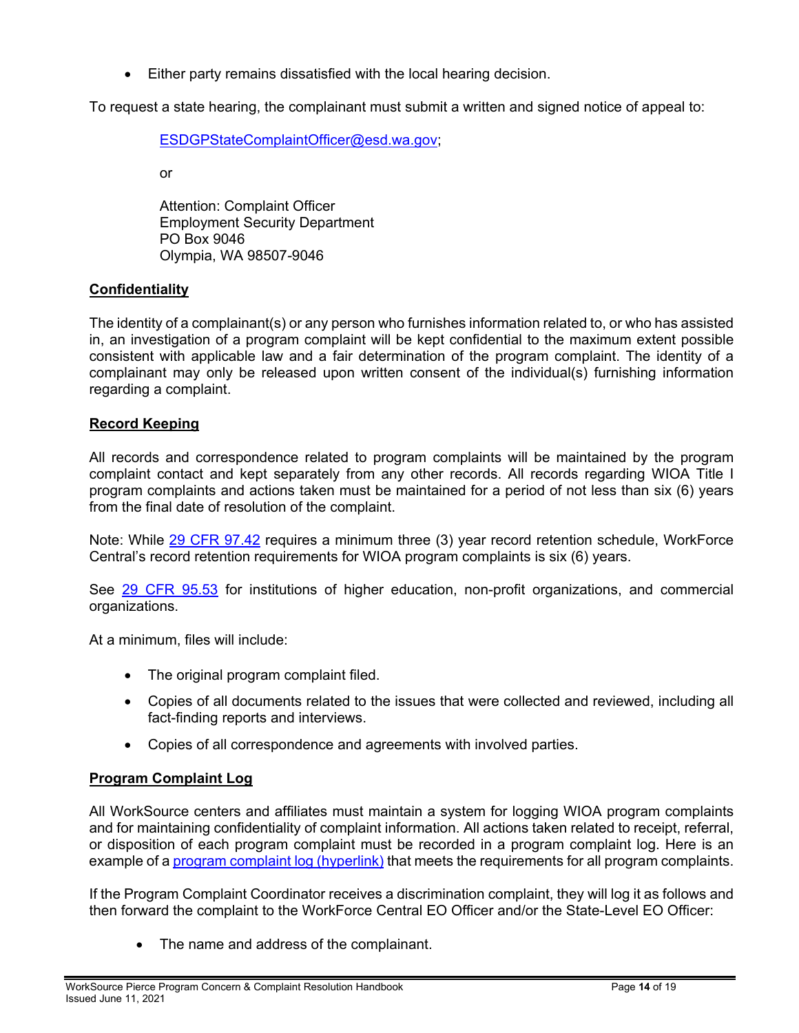- Either party remains dissatisfied with the local hearing decision.

To request a state hearing, the complainant must submit a written and signed notice of appeal to:

> [ESDGPStateComplaintOfficer@esd.wa.gov](mailto:ESDGPStateComplaintOfficer@esd.wa.gov);
>
> or
>
> Attention: Complaint Officer
> Employment Security Department
> PO Box 9046
> Olympia, WA 98507-9046

## Confidentiality

The identity of a complainant(s) or any person who furnishes information related to, or who has assisted in, an investigation of a program complaint will be kept confidential to the maximum extent possible consistent with applicable law and a fair determination of the program complaint. The identity of a complainant may only be released upon written consent of the individual(s) furnishing information regarding a complaint.

## Record Keeping

All records and correspondence related to program complaints will be maintained by the program complaint contact and kept separately from any other records. All records regarding WIOA Title I program complaints and actions taken must be maintained for a period of not less than six (6) years from the final date of resolution of the complaint.

Note: While 29 CFR 97.42 requires a minimum three (3) year record retention schedule, WorkForce Central's record retention requirements for WIOA program complaints is six (6) years.

See 29 CFR 95.53 for institutions of higher education, non-profit organizations, and commercial organizations.

At a minimum, files will include:

- The original program complaint filed.
- Copies of all documents related to the issues that were collected and reviewed, including all fact-finding reports and interviews.
- Copies of all correspondence and agreements with involved parties.

## Program Complaint Log

All WorkSource centers and affiliates must maintain a system for logging WIOA program complaints and for maintaining confidentiality of complaint information. All actions taken related to receipt, referral, or disposition of each program complaint must be recorded in a program complaint log. Here is an example of a program complaint log (hyperlink) that meets the requirements for all program complaints.

If the Program Complaint Coordinator receives a discrimination complaint, they will log it as follows and then forward the complaint to the WorkForce Central EO Officer and/or the State-Level EO Officer:

- The name and address of the complainant.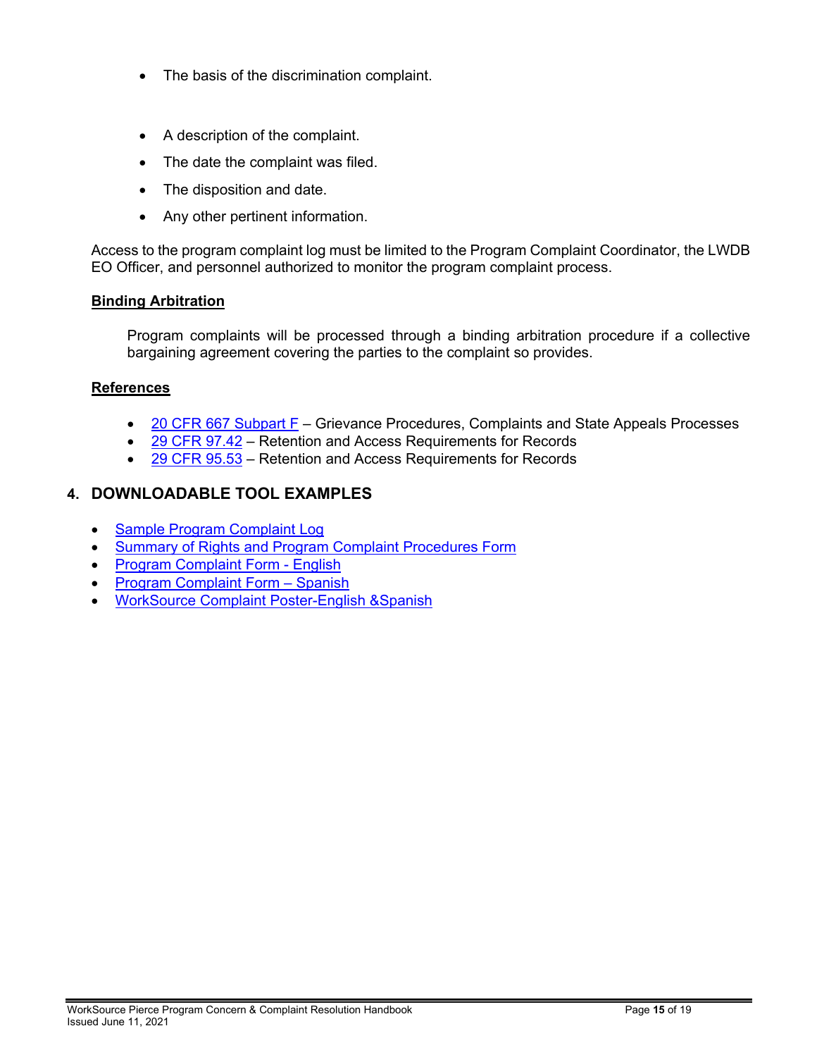- The basis of the discrimination complaint.
- A description of the complaint.
- The date the complaint was filed.
- The disposition and date.
- Any other pertinent information.

Access to the program complaint log must be limited to the Program Complaint Coordinator, the LWDB EO Officer, and personnel authorized to monitor the program complaint process.

**Binding Arbitration**

Program complaints will be processed through a binding arbitration procedure if a collective bargaining agreement covering the parties to the complaint so provides.

**References**

- 20 CFR 667 Subpart F – Grievance Procedures, Complaints and State Appeals Processes
- 29 CFR 97.42 – Retention and Access Requirements for Records
- 29 CFR 95.53 – Retention and Access Requirements for Records

## 4. DOWNLOADABLE TOOL EXAMPLES

- Sample Program Complaint Log
- Summary of Rights and Program Complaint Procedures Form
- Program Complaint Form - English
- Program Complaint Form – Spanish
- WorkSource Complaint Poster-English &Spanish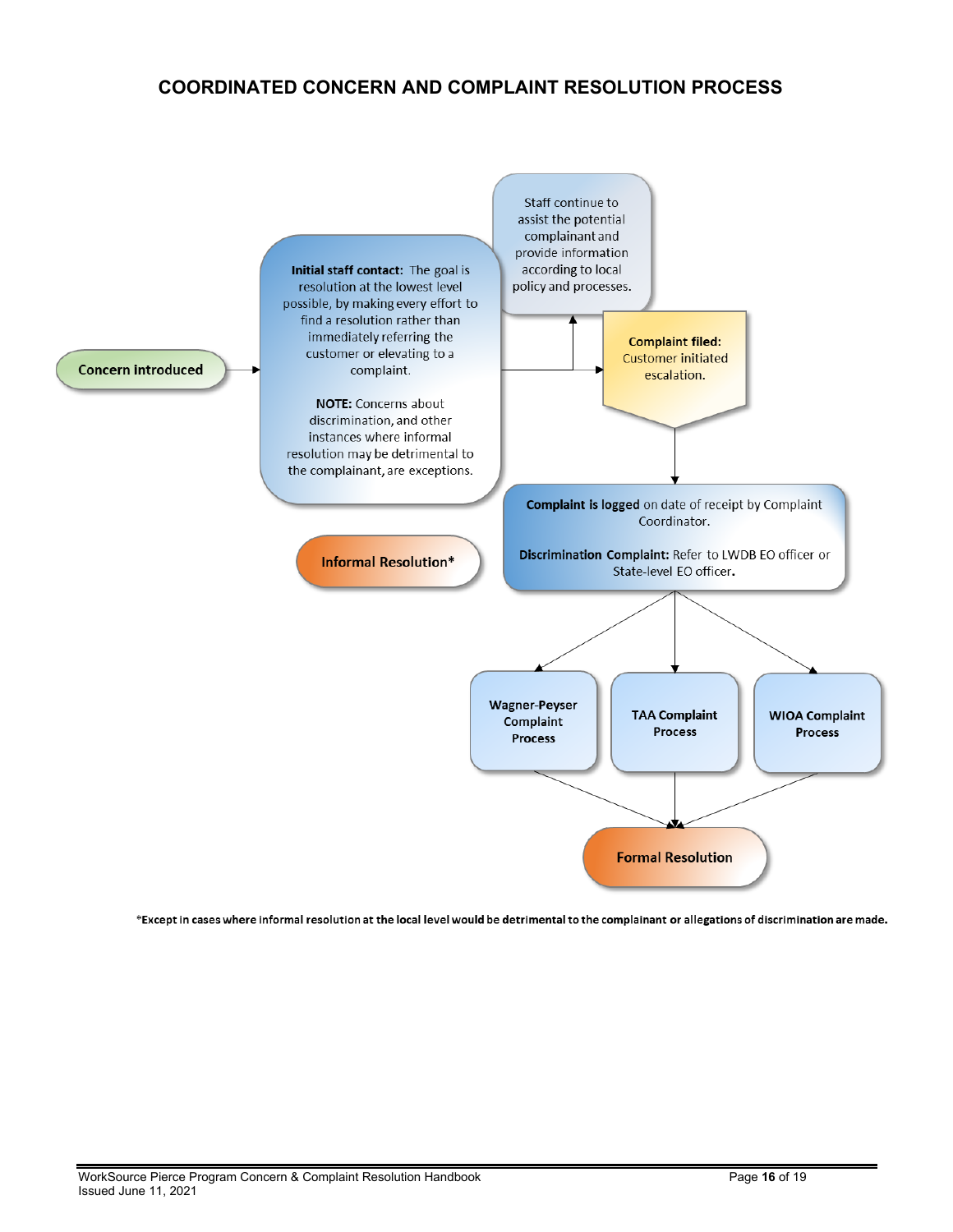## COORDINATED CONCERN AND COMPLAINT RESOLUTION PROCESS

Concern introduced

**Initial staff contact:** The goal is resolution at the lowest level possible, by making every effort to find a resolution rather than immediately referring the customer or elevating to a complaint.

**NOTE:** Concerns about discrimination, and other instances where informal resolution may be detrimental to the complainant, are exceptions.

Staff continue to assist the potential complainant and provide information according to local policy and processes.

**Complaint filed:** Customer initiated escalation.

**Complaint is logged** on date of receipt by Complaint Coordinator.

**Discrimination Complaint:** Refer to LWDB EO officer or State-level EO officer.

Informal Resolution*

Wagner-Peyser Complaint Process

TAA Complaint Process

WIOA Complaint Process

Formal Resolution

*Except in cases where informal resolution at the local level would be detrimental to the complainant or allegations of discrimination are made.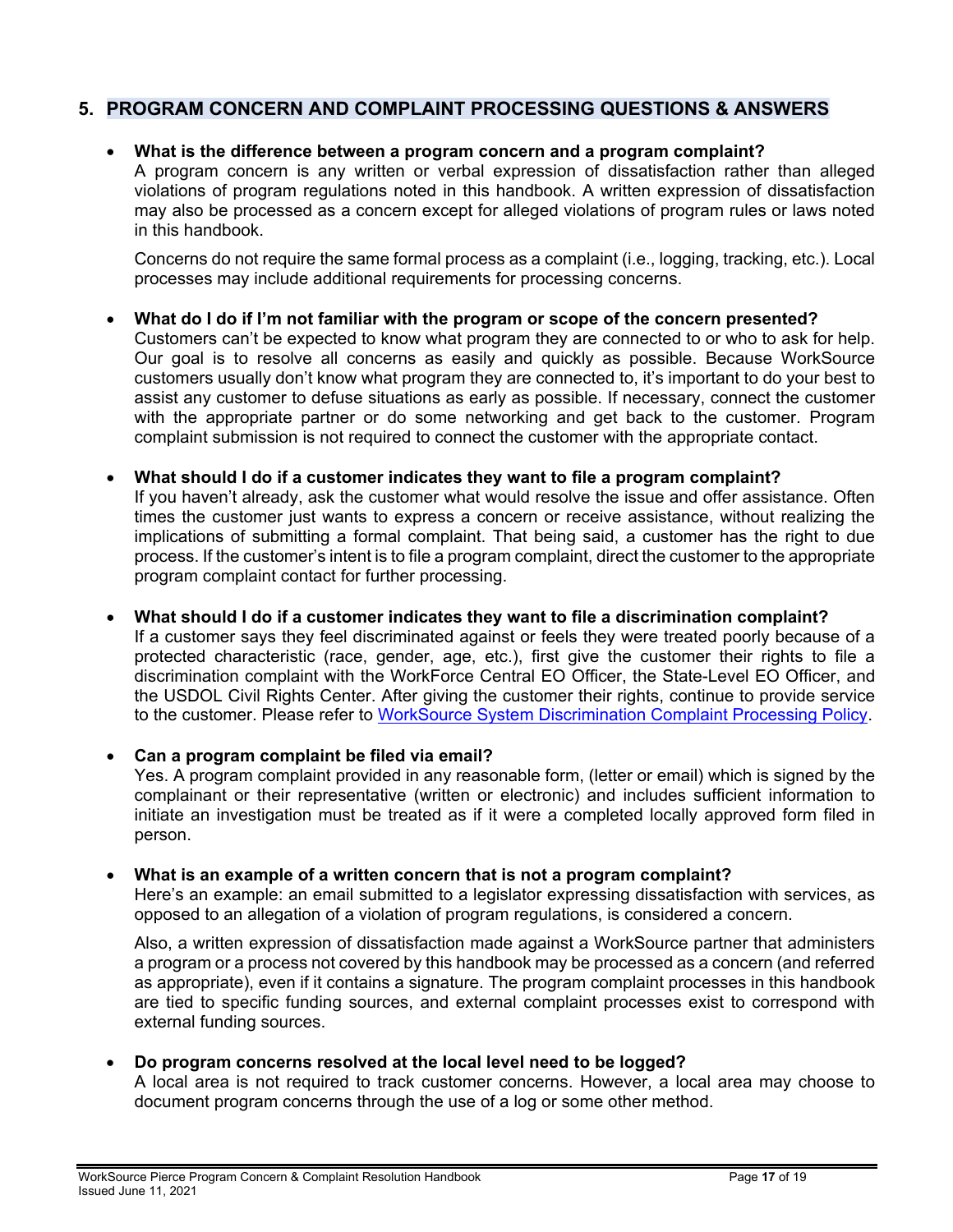## 5. PROGRAM CONCERN AND COMPLAINT PROCESSING QUESTIONS & ANSWERS

- **What is the difference between a program concern and a program complaint?**
  A program concern is any written or verbal expression of dissatisfaction rather than alleged violations of program regulations noted in this handbook. A written expression of dissatisfaction may also be processed as a concern except for alleged violations of program rules or laws noted in this handbook.

  Concerns do not require the same formal process as a complaint (i.e., logging, tracking, etc.). Local processes may include additional requirements for processing concerns.

- **What do I do if I'm not familiar with the program or scope of the concern presented?**
  Customers can't be expected to know what program they are connected to or who to ask for help. Our goal is to resolve all concerns as easily and quickly as possible. Because WorkSource customers usually don't know what program they are connected to, it's important to do your best to assist any customer to defuse situations as early as possible. If necessary, connect the customer with the appropriate partner or do some networking and get back to the customer. Program complaint submission is not required to connect the customer with the appropriate contact.

- **What should I do if a customer indicates they want to file a program complaint?**
  If you haven't already, ask the customer what would resolve the issue and offer assistance. Often times the customer just wants to express a concern or receive assistance, without realizing the implications of submitting a formal complaint. That being said, a customer has the right to due process. If the customer's intent is to file a program complaint, direct the customer to the appropriate program complaint contact for further processing.

- **What should I do if a customer indicates they want to file a discrimination complaint?**
  If a customer says they feel discriminated against or feels they were treated poorly because of a protected characteristic (race, gender, age, etc.), first give the customer their rights to file a discrimination complaint with the WorkForce Central EO Officer, the State-Level EO Officer, and the USDOL Civil Rights Center. After giving the customer their rights, continue to provide service to the customer. Please refer to WorkSource System Discrimination Complaint Processing Policy.

- **Can a program complaint be filed via email?**
  Yes. A program complaint provided in any reasonable form, (letter or email) which is signed by the complainant or their representative (written or electronic) and includes sufficient information to initiate an investigation must be treated as if it were a completed locally approved form filed in person.

- **What is an example of a written concern that is not a program complaint?**
  Here's an example: an email submitted to a legislator expressing dissatisfaction with services, as opposed to an allegation of a violation of program regulations, is considered a concern.

  Also, a written expression of dissatisfaction made against a WorkSource partner that administers a program or a process not covered by this handbook may be processed as a concern (and referred as appropriate), even if it contains a signature. The program complaint processes in this handbook are tied to specific funding sources, and external complaint processes exist to correspond with external funding sources.

- **Do program concerns resolved at the local level need to be logged?**
  A local area is not required to track customer concerns. However, a local area may choose to document program concerns through the use of a log or some other method.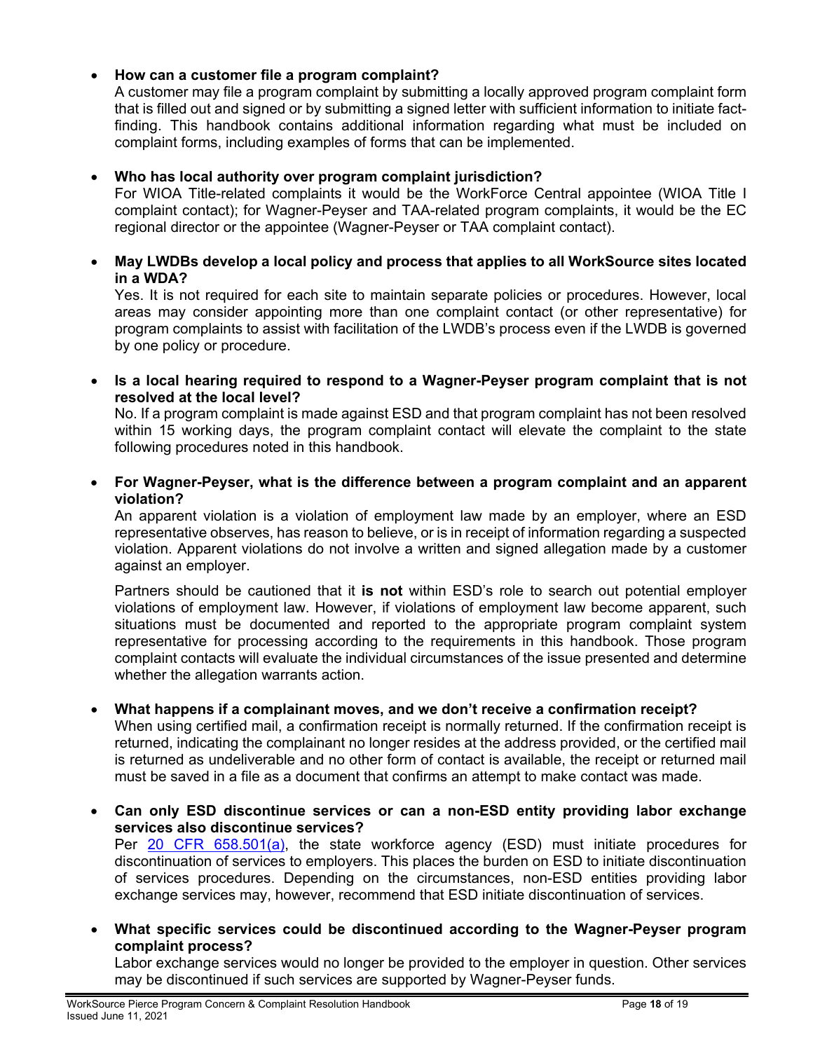- **How can a customer file a program complaint?**
  A customer may file a program complaint by submitting a locally approved program complaint form that is filled out and signed or by submitting a signed letter with sufficient information to initiate fact-finding. This handbook contains additional information regarding what must be included on complaint forms, including examples of forms that can be implemented.

- **Who has local authority over program complaint jurisdiction?**
  For WIOA Title-related complaints it would be the WorkForce Central appointee (WIOA Title I complaint contact); for Wagner-Peyser and TAA-related program complaints, it would be the EC regional director or the appointee (Wagner-Peyser or TAA complaint contact).

- **May LWDBs develop a local policy and process that applies to all WorkSource sites located in a WDA?**
  Yes. It is not required for each site to maintain separate policies or procedures. However, local areas may consider appointing more than one complaint contact (or other representative) for program complaints to assist with facilitation of the LWDB's process even if the LWDB is governed by one policy or procedure.

- **Is a local hearing required to respond to a Wagner-Peyser program complaint that is not resolved at the local level?**
  No. If a program complaint is made against ESD and that program complaint has not been resolved within 15 working days, the program complaint contact will elevate the complaint to the state following procedures noted in this handbook.

- **For Wagner-Peyser, what is the difference between a program complaint and an apparent violation?**
  An apparent violation is a violation of employment law made by an employer, where an ESD representative observes, has reason to believe, or is in receipt of information regarding a suspected violation. Apparent violations do not involve a written and signed allegation made by a customer against an employer.

  Partners should be cautioned that it **is not** within ESD's role to search out potential employer violations of employment law. However, if violations of employment law become apparent, such situations must be documented and reported to the appropriate program complaint system representative for processing according to the requirements in this handbook. Those program complaint contacts will evaluate the individual circumstances of the issue presented and determine whether the allegation warrants action.

- **What happens if a complainant moves, and we don't receive a confirmation receipt?**
  When using certified mail, a confirmation receipt is normally returned. If the confirmation receipt is returned, indicating the complainant no longer resides at the address provided, or the certified mail is returned as undeliverable and no other form of contact is available, the receipt or returned mail must be saved in a file as a document that confirms an attempt to make contact was made.

- **Can only ESD discontinue services or can a non-ESD entity providing labor exchange services also discontinue services?**
  Per [20 CFR 658.501(a)](), the state workforce agency (ESD) must initiate procedures for discontinuation of services to employers. This places the burden on ESD to initiate discontinuation of services procedures. Depending on the circumstances, non-ESD entities providing labor exchange services may, however, recommend that ESD initiate discontinuation of services.

- **What specific services could be discontinued according to the Wagner-Peyser program complaint process?**
  Labor exchange services would no longer be provided to the employer in question. Other services may be discontinued if such services are supported by Wagner-Peyser funds.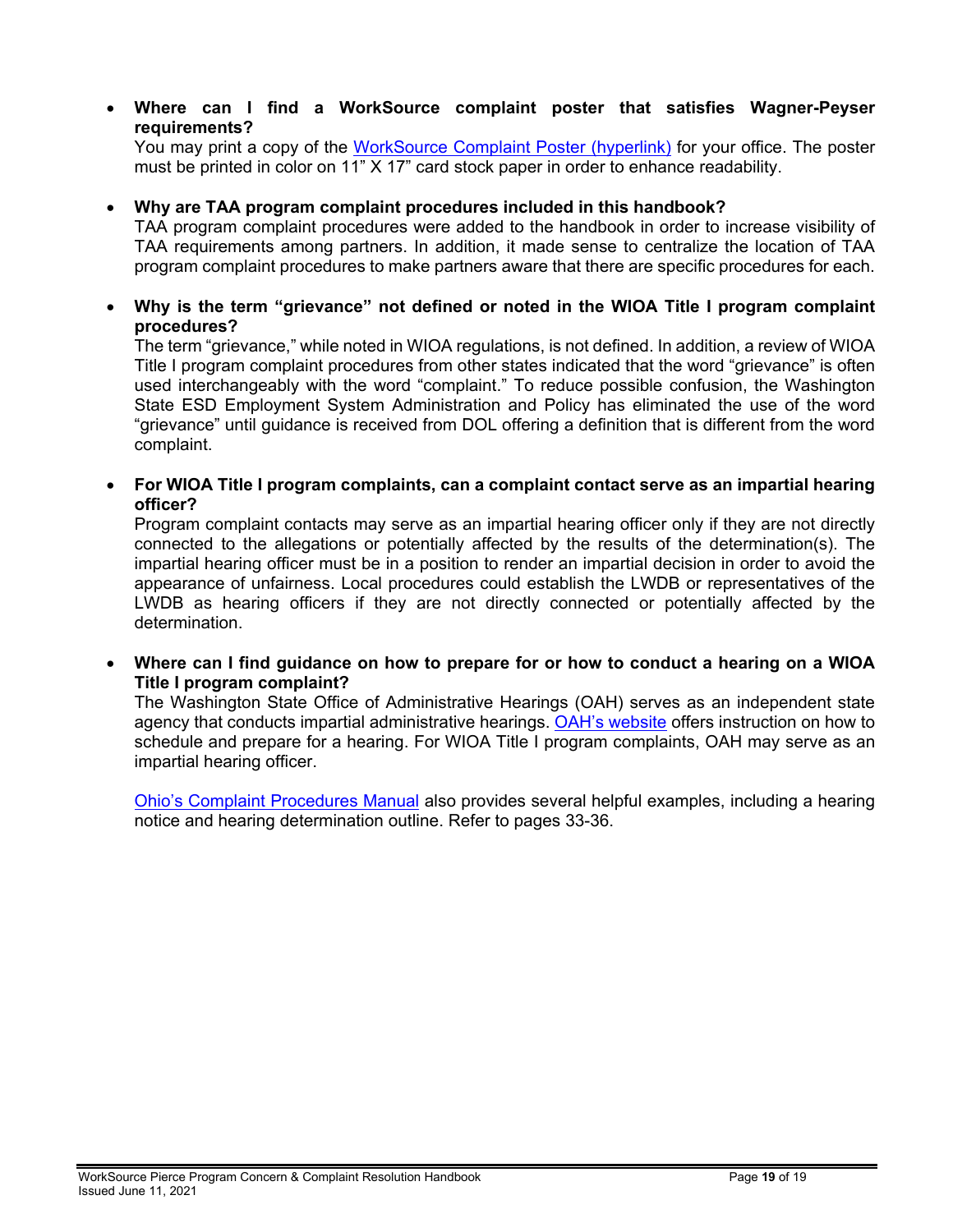- **Where can I find a WorkSource complaint poster that satisfies Wagner-Peyser requirements?**
  You may print a copy of the [WorkSource Complaint Poster (hyperlink)]() for your office. The poster must be printed in color on 11" X 17" card stock paper in order to enhance readability.

- **Why are TAA program complaint procedures included in this handbook?**
  TAA program complaint procedures were added to the handbook in order to increase visibility of TAA requirements among partners. In addition, it made sense to centralize the location of TAA program complaint procedures to make partners aware that there are specific procedures for each.

- **Why is the term "grievance" not defined or noted in the WIOA Title I program complaint procedures?**
  The term "grievance," while noted in WIOA regulations, is not defined. In addition, a review of WIOA Title I program complaint procedures from other states indicated that the word "grievance" is often used interchangeably with the word "complaint." To reduce possible confusion, the Washington State ESD Employment System Administration and Policy has eliminated the use of the word "grievance" until guidance is received from DOL offering a definition that is different from the word complaint.

- **For WIOA Title I program complaints, can a complaint contact serve as an impartial hearing officer?**
  Program complaint contacts may serve as an impartial hearing officer only if they are not directly connected to the allegations or potentially affected by the results of the determination(s). The impartial hearing officer must be in a position to render an impartial decision in order to avoid the appearance of unfairness. Local procedures could establish the LWDB or representatives of the LWDB as hearing officers if they are not directly connected or potentially affected by the determination.

- **Where can I find guidance on how to prepare for or how to conduct a hearing on a WIOA Title I program complaint?**
  The Washington State Office of Administrative Hearings (OAH) serves as an independent state agency that conducts impartial administrative hearings. [OAH's website]() offers instruction on how to schedule and prepare for a hearing. For WIOA Title I program complaints, OAH may serve as an impartial hearing officer.

  [Ohio's Complaint Procedures Manual]() also provides several helpful examples, including a hearing notice and hearing determination outline. Refer to pages 33-36.